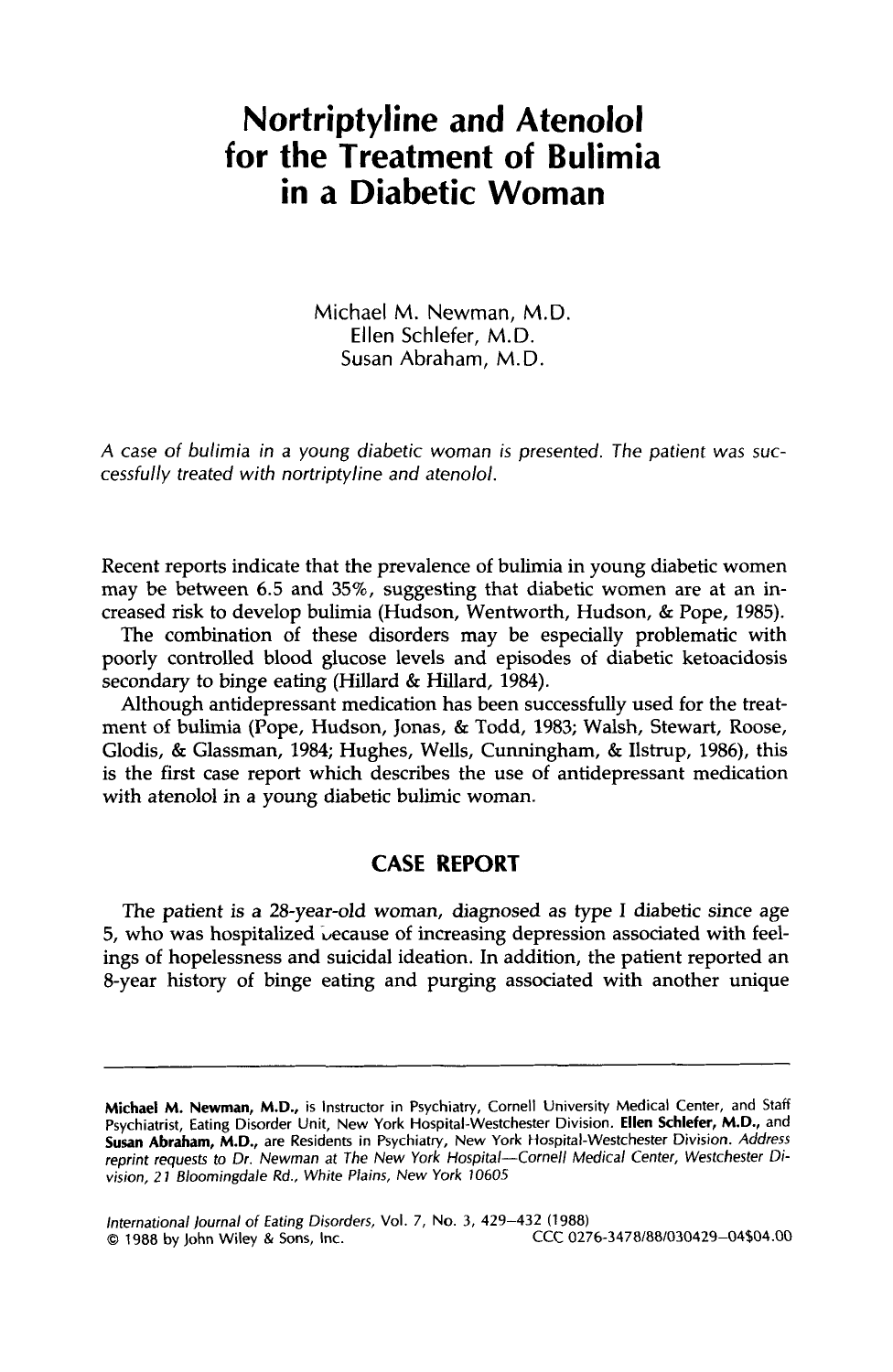# Nortriptyline and Atenolol for the Treatment of Bulimia in a Diabetic Woman

Michael M. Newman, M.D.
Ellen Schlefer, M.D.
Susan Abraham, M.D.

*A case of bulimia in a young diabetic woman is presented. The patient was successfully treated with nortriptyline and atenolol.*

Recent reports indicate that the prevalence of bulimia in young diabetic women may be between 6.5 and 35%, suggesting that diabetic women are at an increased risk to develop bulimia (Hudson, Wentworth, Hudson, & Pope, 1985).

The combination of these disorders may be especially problematic with poorly controlled blood glucose levels and episodes of diabetic ketoacidosis secondary to binge eating (Hillard & Hillard, 1984).

Although antidepressant medication has been successfully used for the treatment of bulimia (Pope, Hudson, Jonas, & Todd, 1983; Walsh, Stewart, Roose, Glodis, & Glassman, 1984; Hughes, Wells, Cunningham, & Ilstrup, 1986), this is the first case report which describes the use of antidepressant medication with atenolol in a young diabetic bulimic woman.

## CASE REPORT

The patient is a 28-year-old woman, diagnosed as type I diabetic since age 5, who was hospitalized because of increasing depression associated with feelings of hopelessness and suicidal ideation. In addition, the patient reported an 8-year history of binge eating and purging associated with another unique

---

**Michael M. Newman, M.D.,** is Instructor in Psychiatry, Cornell University Medical Center, and Staff Psychiatrist, Eating Disorder Unit, New York Hospital-Westchester Division. **Ellen Schlefer, M.D.,** and **Susan Abraham, M.D.,** are Residents in Psychiatry, New York Hospital-Westchester Division. *Address reprint requests to Dr. Newman at The New York Hospital—Cornell Medical Center, Westchester Division, 21 Bloomingdale Rd., White Plains, New York 10605*

*International Journal of Eating Disorders,* Vol. 7, No. 3, 429–432 (1988)
© 1988 by John Wiley & Sons, Inc. CCC 0276-3478/88/030429–04$04.00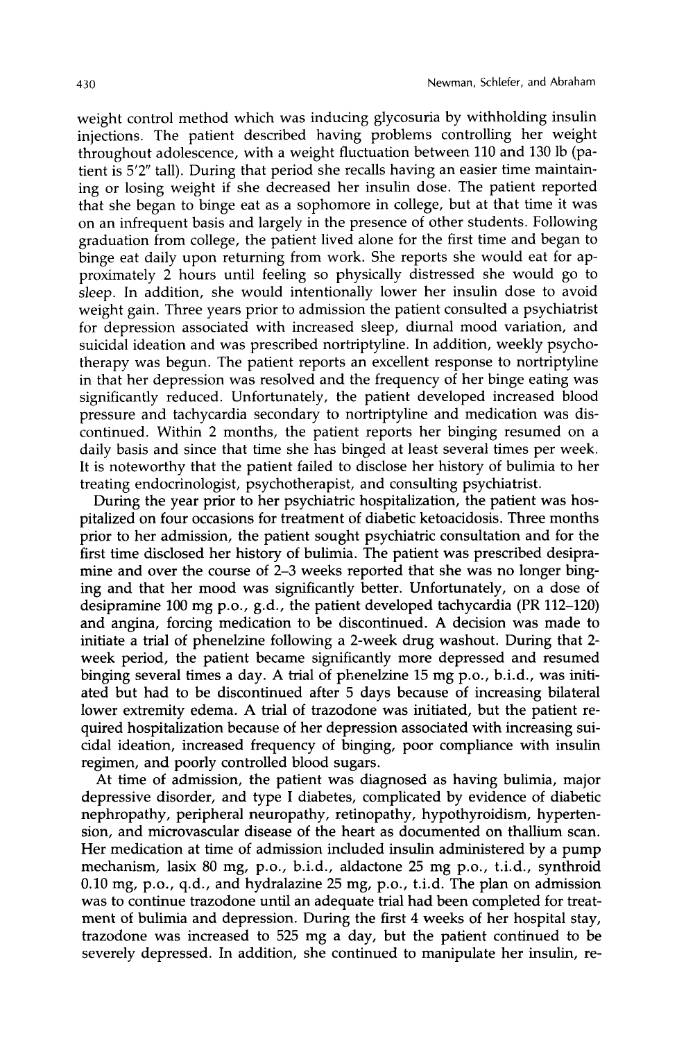weight control method which was inducing glycosuria by withholding insulin injections. The patient described having problems controlling her weight throughout adolescence, with a weight fluctuation between 110 and 130 lb (patient is 5'2" tall). During that period she recalls having an easier time maintaining or losing weight if she decreased her insulin dose. The patient reported that she began to binge eat as a sophomore in college, but at that time it was on an infrequent basis and largely in the presence of other students. Following graduation from college, the patient lived alone for the first time and began to binge eat daily upon returning from work. She reports she would eat for approximately 2 hours until feeling so physically distressed she would go to sleep. In addition, she would intentionally lower her insulin dose to avoid weight gain. Three years prior to admission the patient consulted a psychiatrist for depression associated with increased sleep, diurnal mood variation, and suicidal ideation and was prescribed nortriptyline. In addition, weekly psychotherapy was begun. The patient reports an excellent response to nortriptyline in that her depression was resolved and the frequency of her binge eating was significantly reduced. Unfortunately, the patient developed increased blood pressure and tachycardia secondary to nortriptyline and medication was discontinued. Within 2 months, the patient reports her binging resumed on a daily basis and since that time she has binged at least several times per week. It is noteworthy that the patient failed to disclose her history of bulimia to her treating endocrinologist, psychotherapist, and consulting psychiatrist.

During the year prior to her psychiatric hospitalization, the patient was hospitalized on four occasions for treatment of diabetic ketoacidosis. Three months prior to her admission, the patient sought psychiatric consultation and for the first time disclosed her history of bulimia. The patient was prescribed desipramine and over the course of 2–3 weeks reported that she was no longer binging and that her mood was significantly better. Unfortunately, on a dose of desipramine 100 mg p.o., q.d., the patient developed tachycardia (PR 112–120) and angina, forcing medication to be discontinued. A decision was made to initiate a trial of phenelzine following a 2-week drug washout. During that 2-week period, the patient became significantly more depressed and resumed binging several times a day. A trial of phenelzine 15 mg p.o., b.i.d., was initiated but had to be discontinued after 5 days because of increasing bilateral lower extremity edema. A trial of trazodone was initiated, but the patient required hospitalization because of her depression associated with increasing suicidal ideation, increased frequency of binging, poor compliance with insulin regimen, and poorly controlled blood sugars.

At time of admission, the patient was diagnosed as having bulimia, major depressive disorder, and type I diabetes, complicated by evidence of diabetic nephropathy, peripheral neuropathy, retinopathy, hypothyroidism, hypertension, and microvascular disease of the heart as documented on thallium scan. Her medication at time of admission included insulin administered by a pump mechanism, lasix 80 mg, p.o., b.i.d., aldactone 25 mg p.o., t.i.d., synthroid 0.10 mg, p.o., q.d., and hydralazine 25 mg, p.o., t.i.d. The plan on admission was to continue trazodone until an adequate trial had been completed for treatment of bulimia and depression. During the first 4 weeks of her hospital stay, trazodone was increased to 525 mg a day, but the patient continued to be severely depressed. In addition, she continued to manipulate her insulin, re-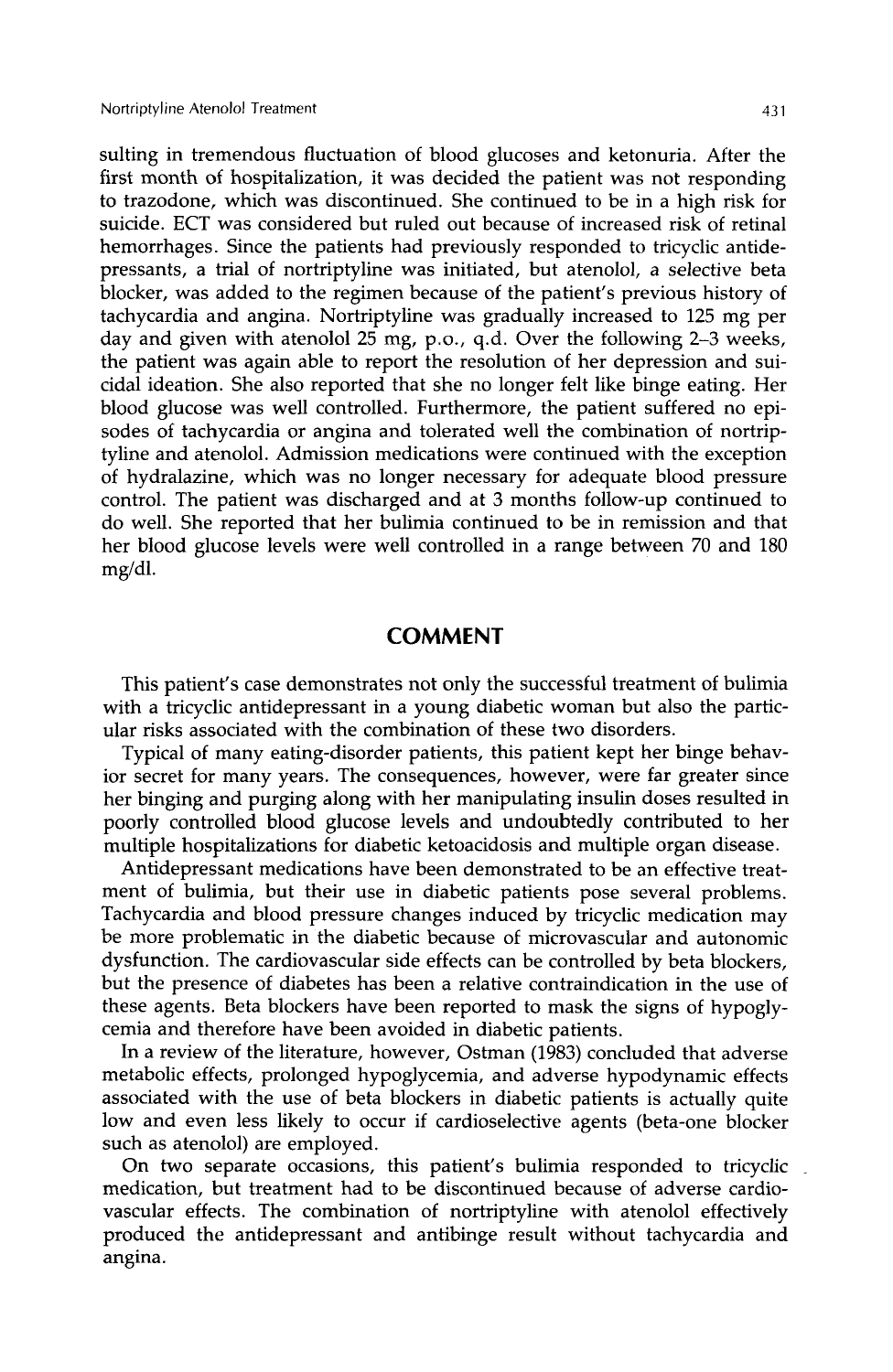sulting in tremendous fluctuation of blood glucoses and ketonuria. After the first month of hospitalization, it was decided the patient was not responding to trazodone, which was discontinued. She continued to be in a high risk for suicide. ECT was considered but ruled out because of increased risk of retinal hemorrhages. Since the patients had previously responded to tricyclic antidepressants, a trial of nortriptyline was initiated, but atenolol, a selective beta blocker, was added to the regimen because of the patient's previous history of tachycardia and angina. Nortriptyline was gradually increased to 125 mg per day and given with atenolol 25 mg, p.o., q.d. Over the following 2–3 weeks, the patient was again able to report the resolution of her depression and suicidal ideation. She also reported that she no longer felt like binge eating. Her blood glucose was well controlled. Furthermore, the patient suffered no episodes of tachycardia or angina and tolerated well the combination of nortriptyline and atenolol. Admission medications were continued with the exception of hydralazine, which was no longer necessary for adequate blood pressure control. The patient was discharged and at 3 months follow-up continued to do well. She reported that her bulimia continued to be in remission and that her blood glucose levels were well controlled in a range between 70 and 180 mg/dl.

## COMMENT

This patient's case demonstrates not only the successful treatment of bulimia with a tricyclic antidepressant in a young diabetic woman but also the particular risks associated with the combination of these two disorders.

Typical of many eating-disorder patients, this patient kept her binge behavior secret for many years. The consequences, however, were far greater since her binging and purging along with her manipulating insulin doses resulted in poorly controlled blood glucose levels and undoubtedly contributed to her multiple hospitalizations for diabetic ketoacidosis and multiple organ disease.

Antidepressant medications have been demonstrated to be an effective treatment of bulimia, but their use in diabetic patients pose several problems. Tachycardia and blood pressure changes induced by tricyclic medication may be more problematic in the diabetic because of microvascular and autonomic dysfunction. The cardiovascular side effects can be controlled by beta blockers, but the presence of diabetes has been a relative contraindication in the use of these agents. Beta blockers have been reported to mask the signs of hypoglycemia and therefore have been avoided in diabetic patients.

In a review of the literature, however, Ostman (1983) concluded that adverse metabolic effects, prolonged hypoglycemia, and adverse hypodynamic effects associated with the use of beta blockers in diabetic patients is actually quite low and even less likely to occur if cardioselective agents (beta-one blocker such as atenolol) are employed.

On two separate occasions, this patient's bulimia responded to tricyclic medication, but treatment had to be discontinued because of adverse cardiovascular effects. The combination of nortriptyline with atenolol effectively produced the antidepressant and antibinge result without tachycardia and angina.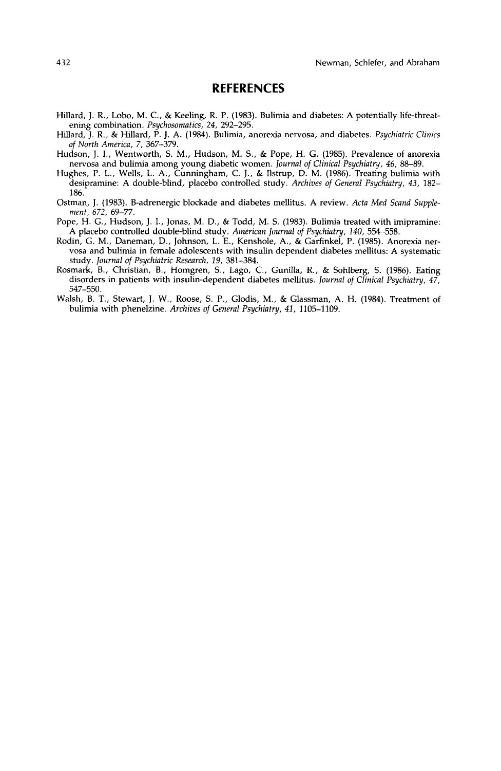## REFERENCES

Hillard, J. R., Lobo, M. C., & Keeling, R. P. (1983). Bulimia and diabetes: A potentially life-threatening combination. *Psychosomatics, 24,* 292–295.

Hillard, J. R., & Hillard, P. J. A. (1984). Bulimia, anorexia nervosa, and diabetes. *Psychiatric Clinics of North America, 7,* 367–379.

Hudson, J. I., Wentworth, S. M., Hudson, M. S., & Pope, H. G. (1985). Prevalence of anorexia nervosa and bulimia among young diabetic women. *Journal of Clinical Psychiatry, 46,* 88–89.

Hughes, P. L., Wells, L. A., Cunningham, C. J., & Ilstrup, D. M. (1986). Treating bulimia with desipramine: A double-blind, placebo controlled study. *Archives of General Psychiatry, 43,* 182–186.

Ostman, J. (1983). B-adrenergic blockade and diabetes mellitus. A review. *Acta Med Scand Supplement, 672,* 69–77.

Pope, H. G., Hudson, J. I., Jonas, M. D., & Todd, M. S. (1983). Bulimia treated with imipramine: A placebo controlled double-blind study. *American Journal of Psychiatry, 140,* 554–558.

Rodin, G. M., Daneman, D., Johnson, L. E., Kenshole, A., & Garfinkel, P. (1985). Anorexia nervosa and bulimia in female adolescents with insulin dependent diabetes mellitus: A systematic study. *Journal of Psychiatric Research, 19,* 381–384.

Rosmark, B., Christian, B., Homgren, S., Lago, C., Gunilla, R., & Sohlberg, S. (1986). Eating disorders in patients with insulin-dependent diabetes mellitus. *Journal of Clinical Psychiatry, 47,* 547–550.

Walsh, B. T., Stewart, J. W., Roose, S. P., Glodis, M., & Glassman, A. H. (1984). Treatment of bulimia with phenelzine. *Archives of General Psychiatry, 41,* 1105–1109.